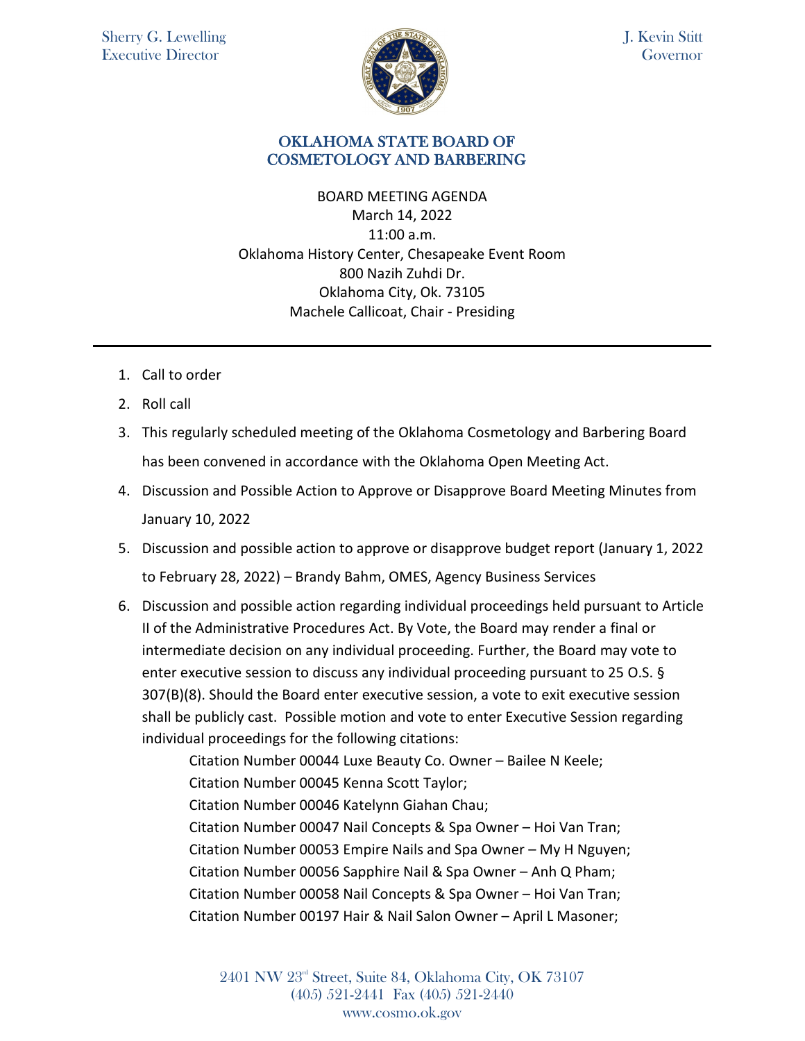Sherry G. Lewelling
Executive Director

J. Kevin Stitt
Governor

# OKLAHOMA STATE BOARD OF COSMETOLOGY AND BARBERING

BOARD MEETING AGENDA
March 14, 2022
11:00 a.m.
Oklahoma History Center, Chesapeake Event Room
800 Nazih Zuhdi Dr.
Oklahoma City, Ok. 73105
Machele Callicoat, Chair - Presiding

---

1. Call to order
2. Roll call
3. This regularly scheduled meeting of the Oklahoma Cosmetology and Barbering Board has been convened in accordance with the Oklahoma Open Meeting Act.
4. Discussion and Possible Action to Approve or Disapprove Board Meeting Minutes from January 10, 2022
5. Discussion and possible action to approve or disapprove budget report (January 1, 2022 to February 28, 2022) – Brandy Bahm, OMES, Agency Business Services
6. Discussion and possible action regarding individual proceedings held pursuant to Article II of the Administrative Procedures Act. By Vote, the Board may render a final or intermediate decision on any individual proceeding. Further, the Board may vote to enter executive session to discuss any individual proceeding pursuant to 25 O.S. § 307(B)(8). Should the Board enter executive session, a vote to exit executive session shall be publicly cast. Possible motion and vote to enter Executive Session regarding individual proceedings for the following citations:

   Citation Number 00044 Luxe Beauty Co. Owner – Bailee N Keele;
   Citation Number 00045 Kenna Scott Taylor;
   Citation Number 00046 Katelynn Giahan Chau;
   Citation Number 00047 Nail Concepts & Spa Owner – Hoi Van Tran;
   Citation Number 00053 Empire Nails and Spa Owner – My H Nguyen;
   Citation Number 00056 Sapphire Nail & Spa Owner – Anh Q Pham;
   Citation Number 00058 Nail Concepts & Spa Owner – Hoi Van Tran;
   Citation Number 00197 Hair & Nail Salon Owner – April L Masoner;

2401 NW 23rd Street, Suite 84, Oklahoma City, OK 73107
(405) 521-2441 Fax (405) 521-2440
www.cosmo.ok.gov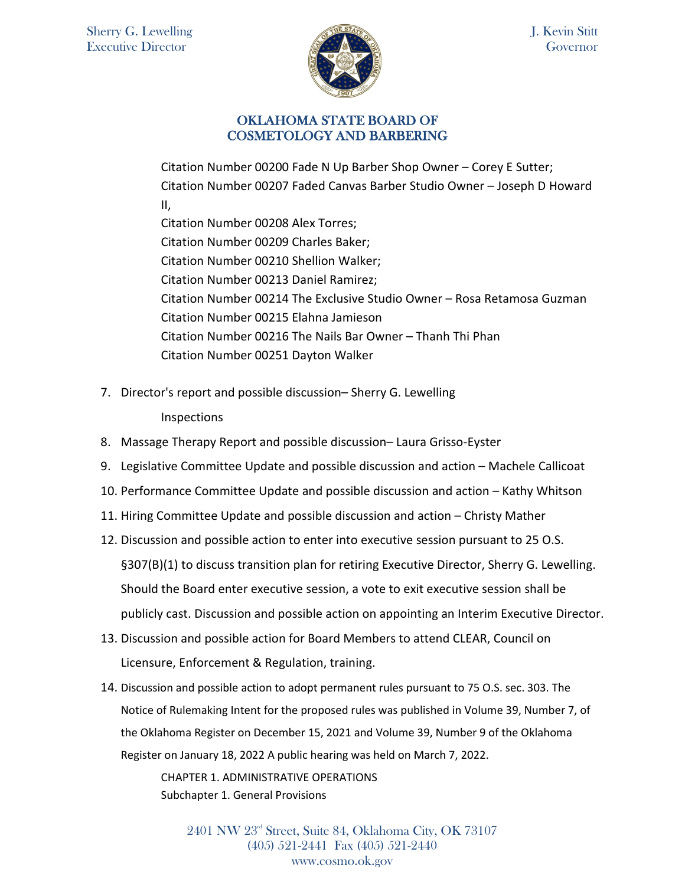Citation Number 00200 Fade N Up Barber Shop Owner – Corey E Sutter;
Citation Number 00207 Faded Canvas Barber Studio Owner – Joseph D Howard II,
Citation Number 00208 Alex Torres;
Citation Number 00209 Charles Baker;
Citation Number 00210 Shellion Walker;
Citation Number 00213 Daniel Ramirez;
Citation Number 00214 The Exclusive Studio Owner – Rosa Retamosa Guzman
Citation Number 00215 Elahna Jamieson
Citation Number 00216 The Nails Bar Owner – Thanh Thi Phan
Citation Number 00251 Dayton Walker

7. Director's report and possible discussion– Sherry G. Lewelling

   Inspections

8. Massage Therapy Report and possible discussion– Laura Grisso-Eyster
9. Legislative Committee Update and possible discussion and action – Machele Callicoat
10. Performance Committee Update and possible discussion and action – Kathy Whitson
11. Hiring Committee Update and possible discussion and action – Christy Mather
12. Discussion and possible action to enter into executive session pursuant to 25 O.S. §307(B)(1) to discuss transition plan for retiring Executive Director, Sherry G. Lewelling. Should the Board enter executive session, a vote to exit executive session shall be publicly cast. Discussion and possible action on appointing an Interim Executive Director.
13. Discussion and possible action for Board Members to attend CLEAR, Council on Licensure, Enforcement & Regulation, training.
14. Discussion and possible action to adopt permanent rules pursuant to 75 O.S. sec. 303. The Notice of Rulemaking Intent for the proposed rules was published in Volume 39, Number 7, of the Oklahoma Register on December 15, 2021 and Volume 39, Number 9 of the Oklahoma Register on January 18, 2022 A public hearing was held on March 7, 2022.

    CHAPTER 1. ADMINISTRATIVE OPERATIONS
    Subchapter 1. General Provisions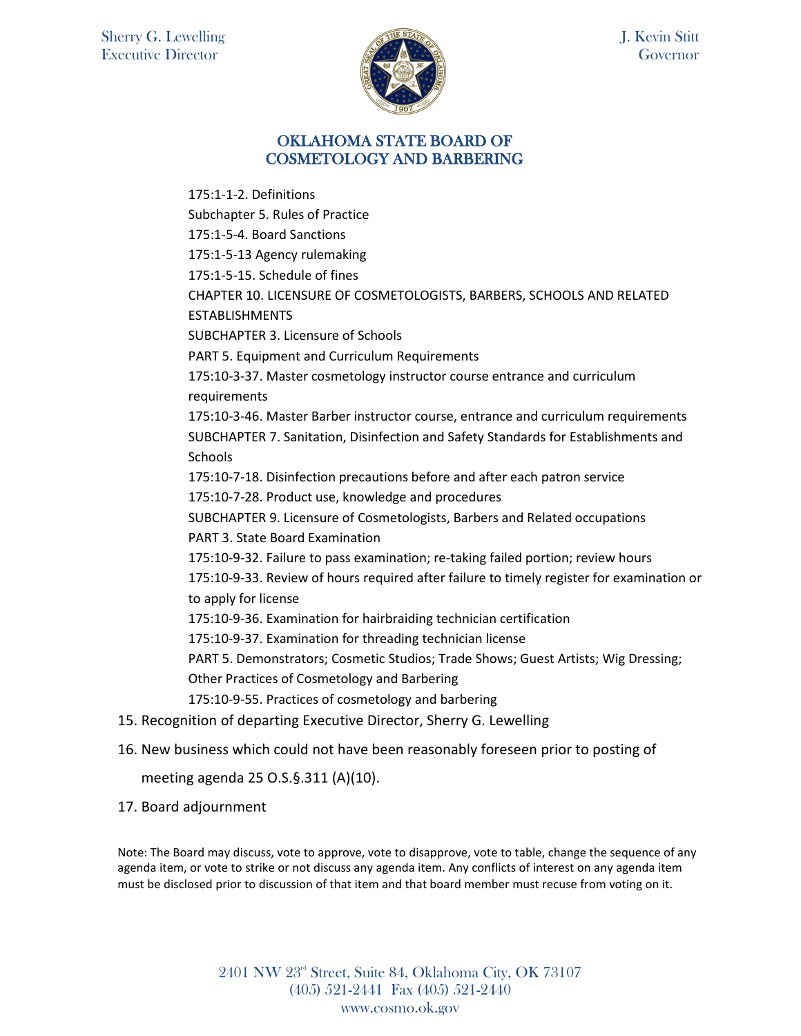Sherry G. Lewelling
Executive Director

J. Kevin Stitt
Governor

## OKLAHOMA STATE BOARD OF COSMETOLOGY AND BARBERING

175:1-1-2. Definitions

Subchapter 5. Rules of Practice

175:1-5-4. Board Sanctions

175:1-5-13 Agency rulemaking

175:1-5-15. Schedule of fines

CHAPTER 10. LICENSURE OF COSMETOLOGISTS, BARBERS, SCHOOLS AND RELATED ESTABLISHMENTS

SUBCHAPTER 3. Licensure of Schools

PART 5. Equipment and Curriculum Requirements

175:10-3-37. Master cosmetology instructor course entrance and curriculum requirements

175:10-3-46. Master Barber instructor course, entrance and curriculum requirements

SUBCHAPTER 7. Sanitation, Disinfection and Safety Standards for Establishments and Schools

175:10-7-18. Disinfection precautions before and after each patron service

175:10-7-28. Product use, knowledge and procedures

SUBCHAPTER 9. Licensure of Cosmetologists, Barbers and Related occupations

PART 3. State Board Examination

175:10-9-32. Failure to pass examination; re-taking failed portion; review hours

175:10-9-33. Review of hours required after failure to timely register for examination or to apply for license

175:10-9-36. Examination for hairbraiding technician certification

175:10-9-37. Examination for threading technician license

PART 5. Demonstrators; Cosmetic Studios; Trade Shows; Guest Artists; Wig Dressing; Other Practices of Cosmetology and Barbering

175:10-9-55. Practices of cosmetology and barbering

15. Recognition of departing Executive Director, Sherry G. Lewelling
16. New business which could not have been reasonably foreseen prior to posting of meeting agenda 25 O.S.§.311 (A)(10).
17. Board adjournment

Note: The Board may discuss, vote to approve, vote to disapprove, vote to table, change the sequence of any agenda item, or vote to strike or not discuss any agenda item. Any conflicts of interest on any agenda item must be disclosed prior to discussion of that item and that board member must recuse from voting on it.

2401 NW 23rd Street, Suite 84, Oklahoma City, OK 73107
(405) 521-2441 Fax (405) 521-2440
www.cosmo.ok.gov